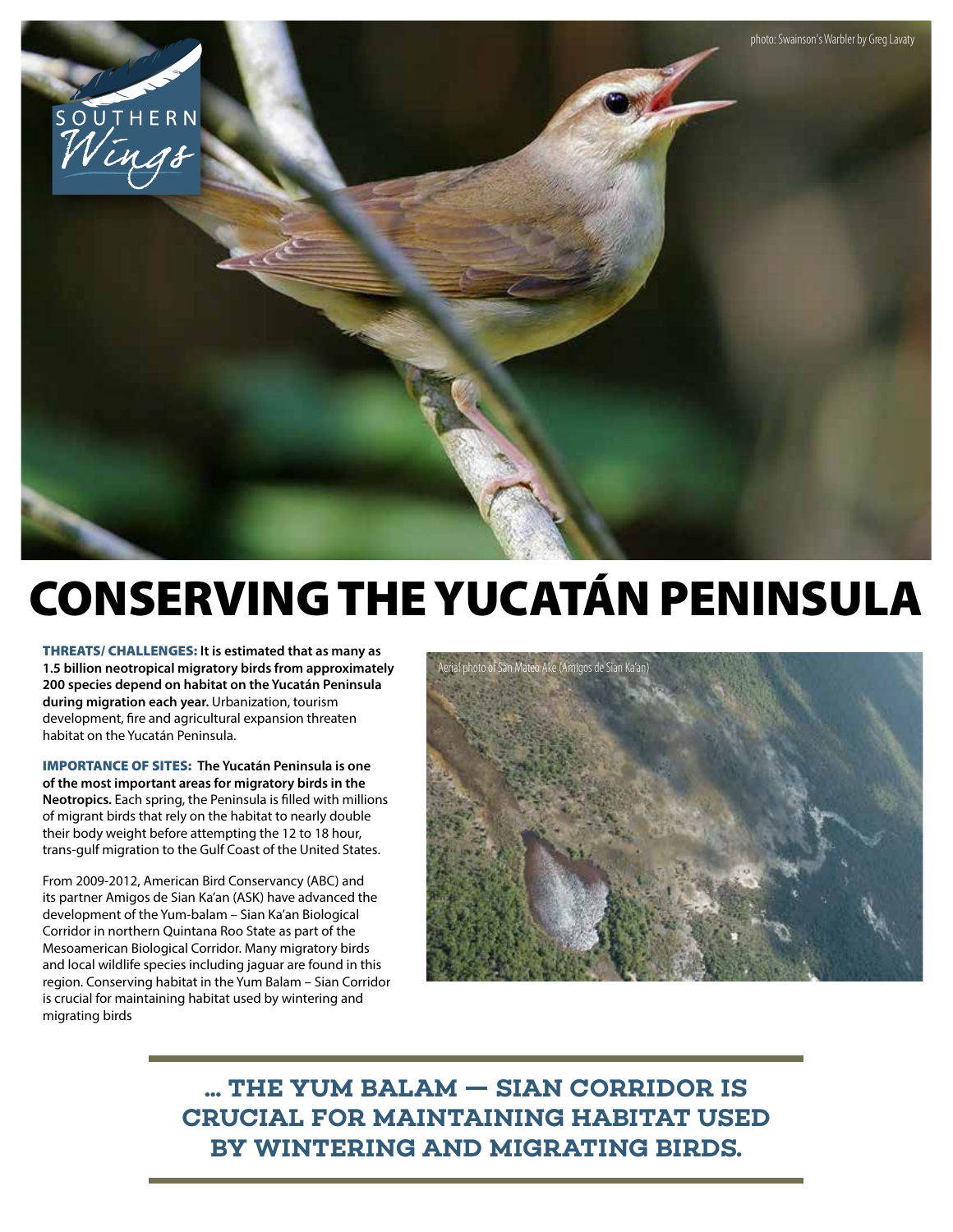photo: Swainson's Warbler by Greg Lavaty

SOUTHERN *Wings*

# CONSERVING THE YUCATÁN PENINSULA

**THREATS/ CHALLENGES: It is estimated that as many as 1.5 billion neotropical migratory birds from approximately 200 species depend on habitat on the Yucatán Peninsula during migration each year.** Urbanization, tourism development, fire and agricultural expansion threaten habitat on the Yucatán Peninsula.

**IMPORTANCE OF SITES: The Yucatán Peninsula is one of the most important areas for migratory birds in the Neotropics.** Each spring, the Peninsula is filled with millions of migrant birds that rely on the habitat to nearly double their body weight before attempting the 12 to 18 hour, trans-gulf migration to the Gulf Coast of the United States.

From 2009-2012, American Bird Conservancy (ABC) and its partner Amigos de Sian Ka'an (ASK) have advanced the development of the Yum-balam – Sian Ka'an Biological Corridor in northern Quintana Roo State as part of the Mesoamerican Biological Corridor. Many migratory birds and local wildlife species including jaguar are found in this region. Conserving habitat in the Yum Balam – Sian Corridor is crucial for maintaining habitat used by wintering and migrating birds

Aerial photo of San Mateo Ake (Amigos de Sian Ka'an)

**... THE YUM BALAM — SIAN CORRIDOR IS CRUCIAL FOR MAINTAINING HABITAT USED BY WINTERING AND MIGRATING BIRDS.**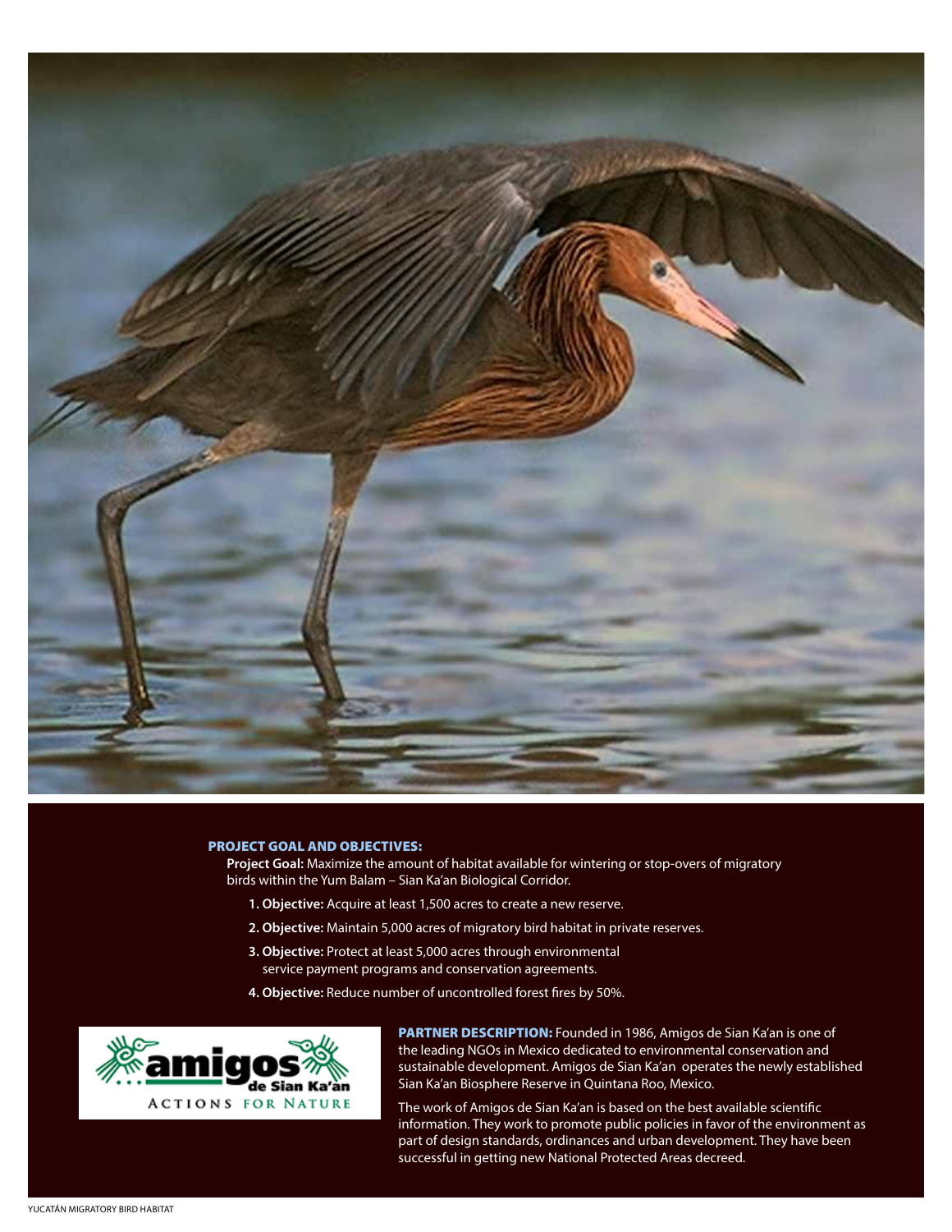## PROJECT GOAL AND OBJECTIVES:

**Project Goal:** Maximize the amount of habitat available for wintering or stop-overs of migratory birds within the Yum Balam – Sian Ka'an Biological Corridor.

1. **Objective:** Acquire at least 1,500 acres to create a new reserve.
2. **Objective:** Maintain 5,000 acres of migratory bird habitat in private reserves.
3. **Objective:** Protect at least 5,000 acres through environmental service payment programs and conservation agreements.
4. **Objective:** Reduce number of uncontrolled forest fires by 50%.

amigos de Sian Ka'an
ACTIONS FOR NATURE

**PARTNER DESCRIPTION:** Founded in 1986, Amigos de Sian Ka'an is one of the leading NGOs in Mexico dedicated to environmental conservation and sustainable development. Amigos de Sian Ka'an operates the newly established Sian Ka'an Biosphere Reserve in Quintana Roo, Mexico.

The work of Amigos de Sian Ka'an is based on the best available scientific information. They work to promote public policies in favor of the environment as part of design standards, ordinances and urban development. They have been successful in getting new National Protected Areas decreed.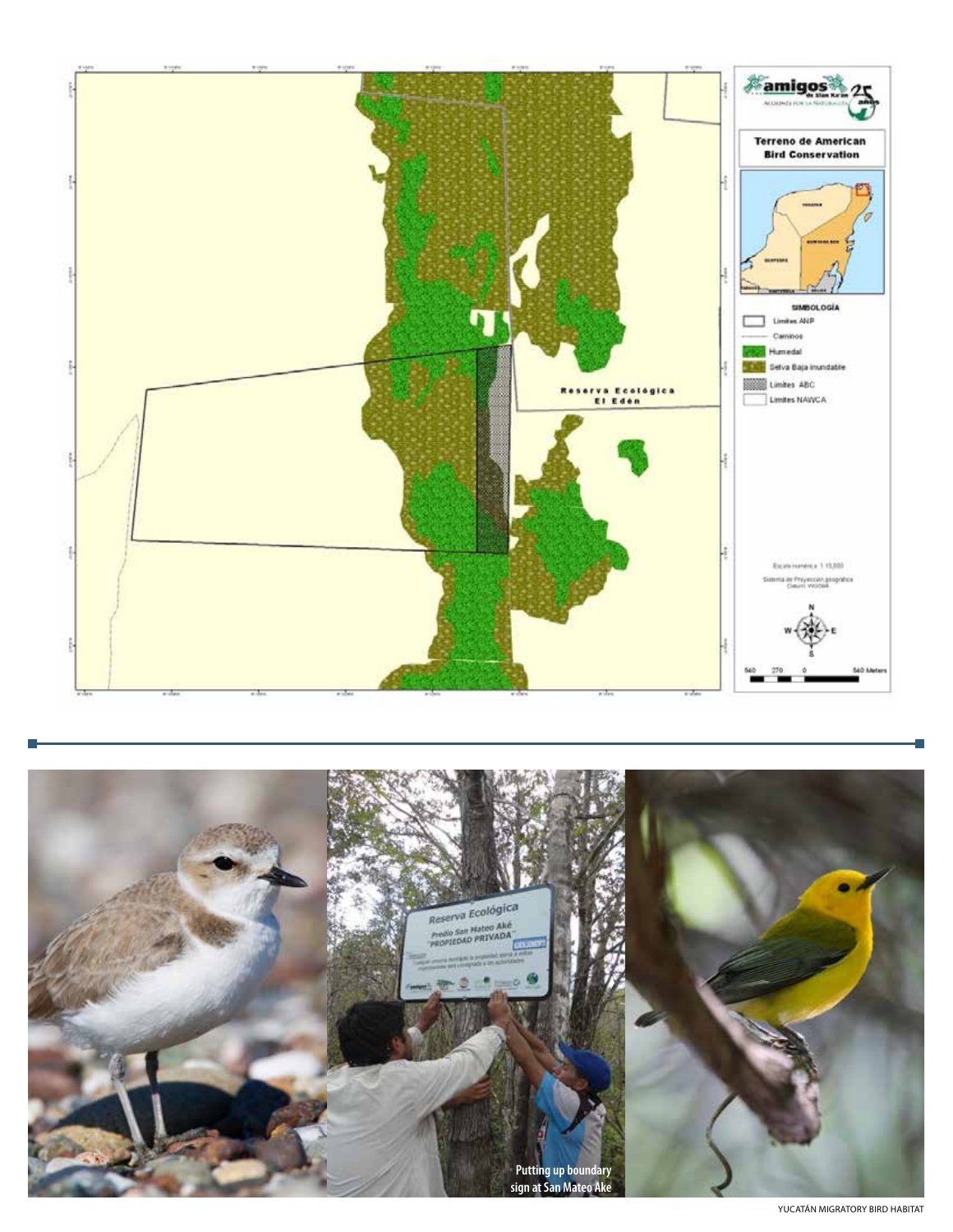**Terreno de American Bird Conservation**

Reserva Ecológica El Edén

SIMBOLOGÍA

- Limites ANP
- Caminos
- Humedal
- Selva Baja inundable
- Limites ABC
- Limites NAWCA

Escala numérica 1:15,000

Sistema de Proyección geográfica Datum: WGS84

540 270 0 540 Meters

Putting up boundary sign at San Mateo Ake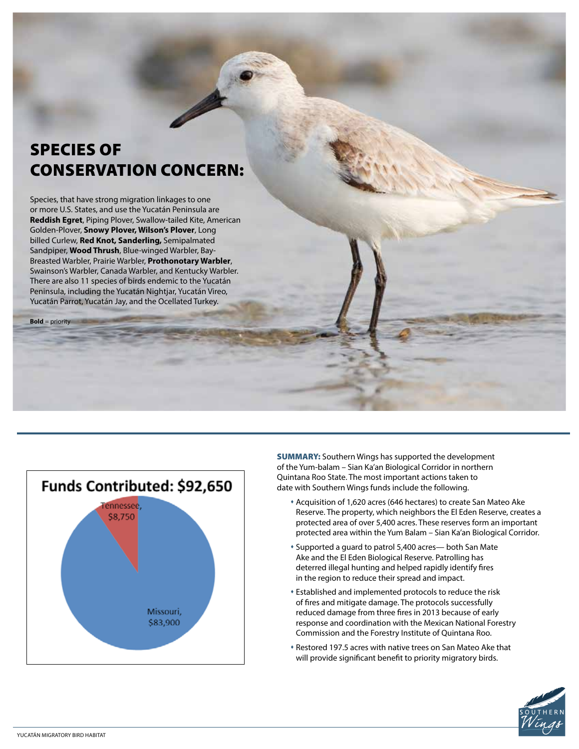# SPECIES OF CONSERVATION CONCERN:

Species, that have strong migration linkages to one or more U.S. States, and use the Yucatán Peninsula are **Reddish Egret**, Piping Plover, Swallow-tailed Kite, American Golden-Plover, **Snowy Plover, Wilson's Plover**, Long billed Curlew, **Red Knot, Sanderling,** Semipalmated Sandpiper, **Wood Thrush**, Blue-winged Warbler, Bay-Breasted Warbler, Prairie Warbler, **Prothonotary Warbler**, Swainson's Warbler, Canada Warbler, and Kentucky Warbler. There are also 11 species of birds endemic to the Yucatán Peninsula, including the Yucatán Nightjar, Yucatán Vireo, Yucatán Parrot, Yucatán Jay, and the Ocellated Turkey.

**Bold** = priority

Funds Contributed: $92,650

Tennessee, $8,750

Missouri, $83,900

**SUMMARY:** Southern Wings has supported the development of the Yum-balam – Sian Ka'an Biological Corridor in northern Quintana Roo State. The most important actions taken to date with Southern Wings funds include the following.

- Acquisition of 1,620 acres (646 hectares) to create San Mateo Ake Reserve. The property, which neighbors the El Eden Reserve, creates a protected area of over 5,400 acres. These reserves form an important protected area within the Yum Balam – Sian Ka'an Biological Corridor.
- Supported a guard to patrol 5,400 acres— both San Mate Ake and the El Eden Biological Reserve. Patrolling has deterred illegal hunting and helped rapidly identify fires in the region to reduce their spread and impact.
- Established and implemented protocols to reduce the risk of fires and mitigate damage. The protocols successfully reduced damage from three fires in 2013 because of early response and coordination with the Mexican National Forestry Commission and the Forestry Institute of Quintana Roo.
- Restored 197.5 acres with native trees on San Mateo Ake that will provide significant benefit to priority migratory birds.